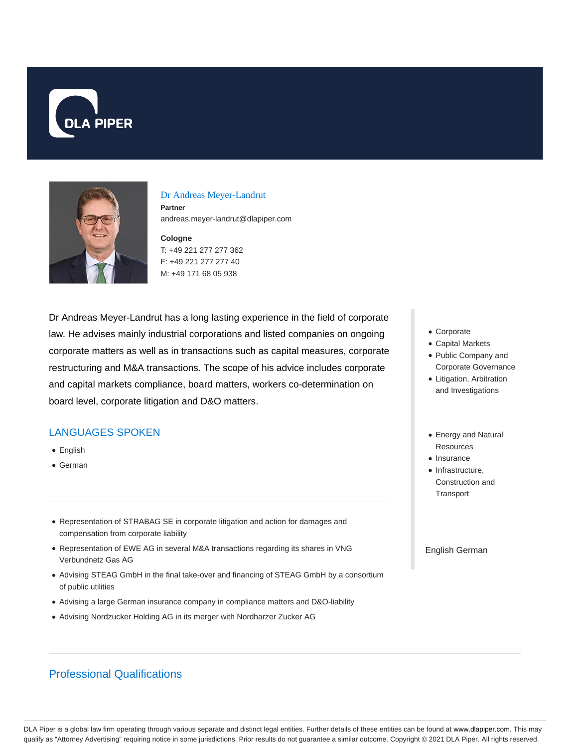DLA PIPER

## Dr Andreas Meyer-Landrut

**Partner**

andreas.meyer-landrut@dlapiper.com

**Cologne**

T: +49 221 277 277 362

F: +49 221 277 277 40

M: +49 171 68 05 938

Dr Andreas Meyer-Landrut has a long lasting experience in the field of corporate law. He advises mainly industrial corporations and listed companies on ongoing corporate matters as well as in transactions such as capital measures, corporate restructuring and M&A transactions. The scope of his advice includes corporate and capital markets compliance, board matters, workers co-determination on board level, corporate litigation and D&O matters.

## LANGUAGES SPOKEN

- English
- German

- Representation of STRABAG SE in corporate litigation and action for damages and compensation from corporate liability
- Representation of EWE AG in several M&A transactions regarding its shares in VNG Verbundnetz Gas AG
- Advising STEAG GmbH in the final take-over and financing of STEAG GmbH by a consortium of public utilities
- Advising a large German insurance company in compliance matters and D&O-liability
- Advising Nordzucker Holding AG in its merger with Nordharzer Zucker AG

- Corporate
- Capital Markets
- Public Company and Corporate Governance
- Litigation, Arbitration and Investigations

- Energy and Natural Resources
- Insurance
- Infrastructure, Construction and Transport

English German

## Professional Qualifications

DLA Piper is a global law firm operating through various separate and distinct legal entities. Further details of these entities can be found at www.dlapiper.com. This may qualify as "Attorney Advertising" requiring notice in some jurisdictions. Prior results do not guarantee a similar outcome. Copyright © 2021 DLA Piper. All rights reserved.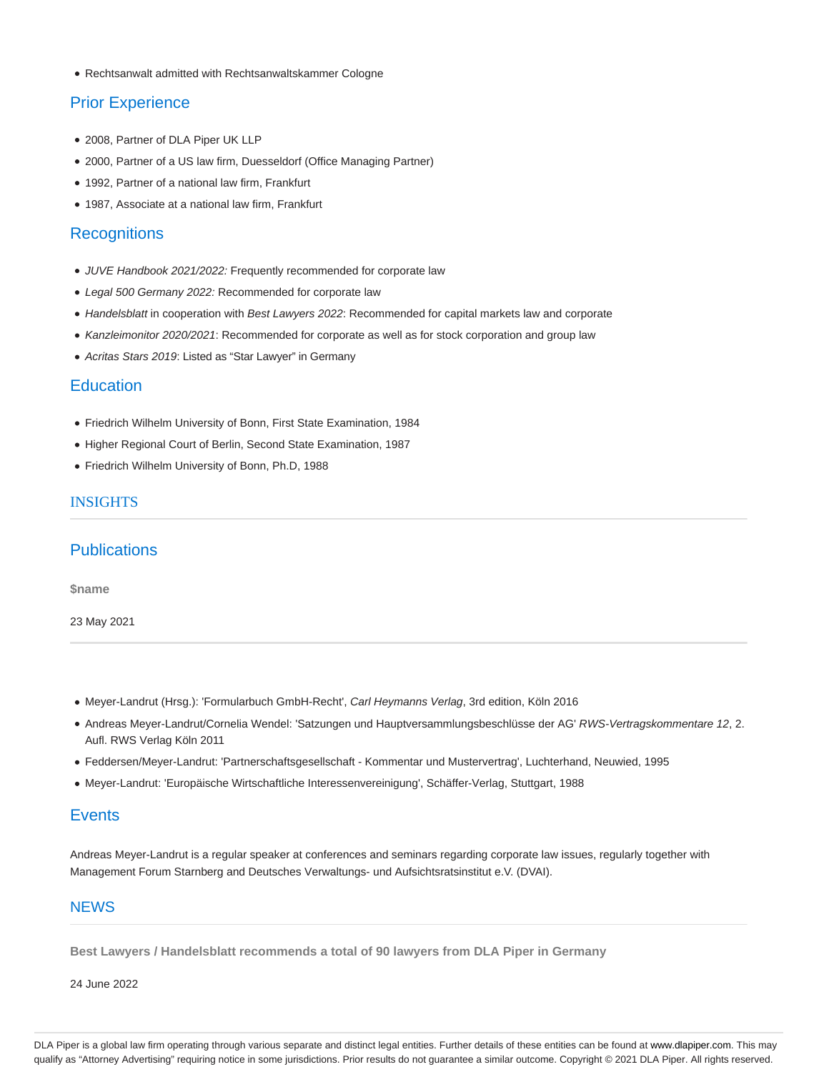- Rechtsanwalt admitted with Rechtsanwaltskammer Cologne

## Prior Experience

- 2008, Partner of DLA Piper UK LLP
- 2000, Partner of a US law firm, Duesseldorf (Office Managing Partner)
- 1992, Partner of a national law firm, Frankfurt
- 1987, Associate at a national law firm, Frankfurt

## Recognitions

- *JUVE Handbook 2021/2022:* Frequently recommended for corporate law
- *Legal 500 Germany 2022:* Recommended for corporate law
- *Handelsblatt* in cooperation with *Best Lawyers 2022*: Recommended for capital markets law and corporate
- *Kanzleimonitor 2020/2021*: Recommended for corporate as well as for stock corporation and group law
- *Acritas Stars 2019*: Listed as "Star Lawyer" in Germany

## Education

- Friedrich Wilhelm University of Bonn, First State Examination, 1984
- Higher Regional Court of Berlin, Second State Examination, 1987
- Friedrich Wilhelm University of Bonn, Ph.D, 1988

## INSIGHTS

## Publications

**$name**

23 May 2021

- Meyer-Landrut (Hrsg.): 'Formularbuch GmbH-Recht', *Carl Heymanns Verlag*, 3rd edition, Köln 2016
- Andreas Meyer-Landrut/Cornelia Wendel: 'Satzungen und Hauptversammlungsbeschlüsse der AG' *RWS-Vertragskommentare 12*, 2. Aufl. RWS Verlag Köln 2011
- Feddersen/Meyer-Landrut: 'Partnerschaftsgesellschaft - Kommentar und Mustervertrag', Luchterhand, Neuwied, 1995
- Meyer-Landrut: 'Europäische Wirtschaftliche Interessenvereinigung', Schäffer-Verlag, Stuttgart, 1988

## Events

Andreas Meyer-Landrut is a regular speaker at conferences and seminars regarding corporate law issues, regularly together with Management Forum Starnberg and Deutsches Verwaltungs- und Aufsichtsratsinstitut e.V. (DVAI).

## NEWS

**Best Lawyers / Handelsblatt recommends a total of 90 lawyers from DLA Piper in Germany**

24 June 2022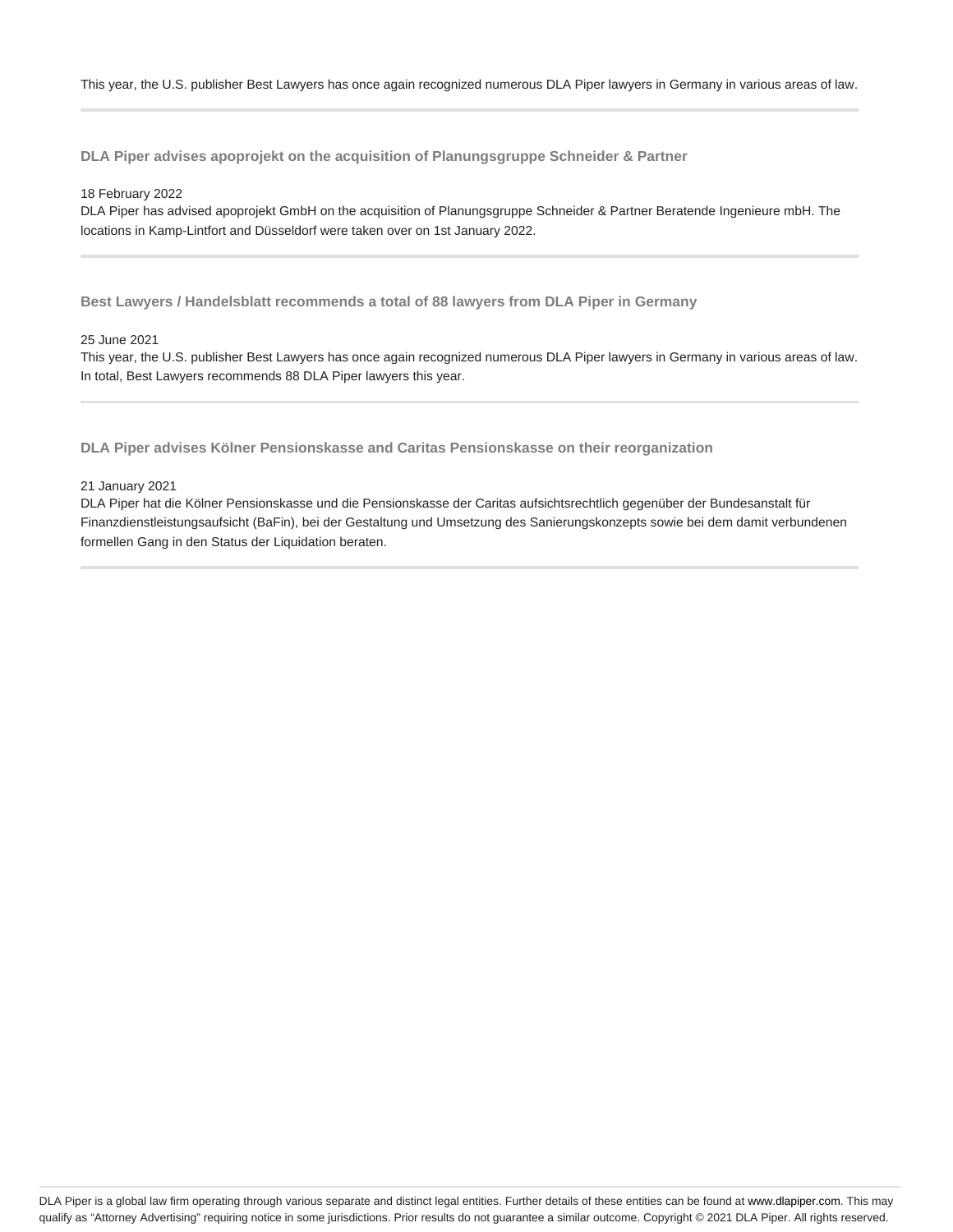This year, the U.S. publisher Best Lawyers has once again recognized numerous DLA Piper lawyers in Germany in various areas of law.

---

### DLA Piper advises apoprojekt on the acquisition of Planungsgruppe Schneider & Partner

18 February 2022

DLA Piper has advised apoprojekt GmbH on the acquisition of Planungsgruppe Schneider & Partner Beratende Ingenieure mbH. The locations in Kamp-Lintfort and Düsseldorf were taken over on 1st January 2022.

---

### Best Lawyers / Handelsblatt recommends a total of 88 lawyers from DLA Piper in Germany

25 June 2021

This year, the U.S. publisher Best Lawyers has once again recognized numerous DLA Piper lawyers in Germany in various areas of law. In total, Best Lawyers recommends 88 DLA Piper lawyers this year.

---

### DLA Piper advises Kölner Pensionskasse and Caritas Pensionskasse on their reorganization

21 January 2021

DLA Piper hat die Kölner Pensionskasse und die Pensionskasse der Caritas aufsichtsrechtlich gegenüber der Bundesanstalt für Finanzdienstleistungsaufsicht (BaFin), bei der Gestaltung und Umsetzung des Sanierungskonzepts sowie bei dem damit verbundenen formellen Gang in den Status der Liquidation beraten.

---

DLA Piper is a global law firm operating through various separate and distinct legal entities. Further details of these entities can be found at www.dlapiper.com. This may qualify as "Attorney Advertising" requiring notice in some jurisdictions. Prior results do not guarantee a similar outcome. Copyright © 2021 DLA Piper. All rights reserved.